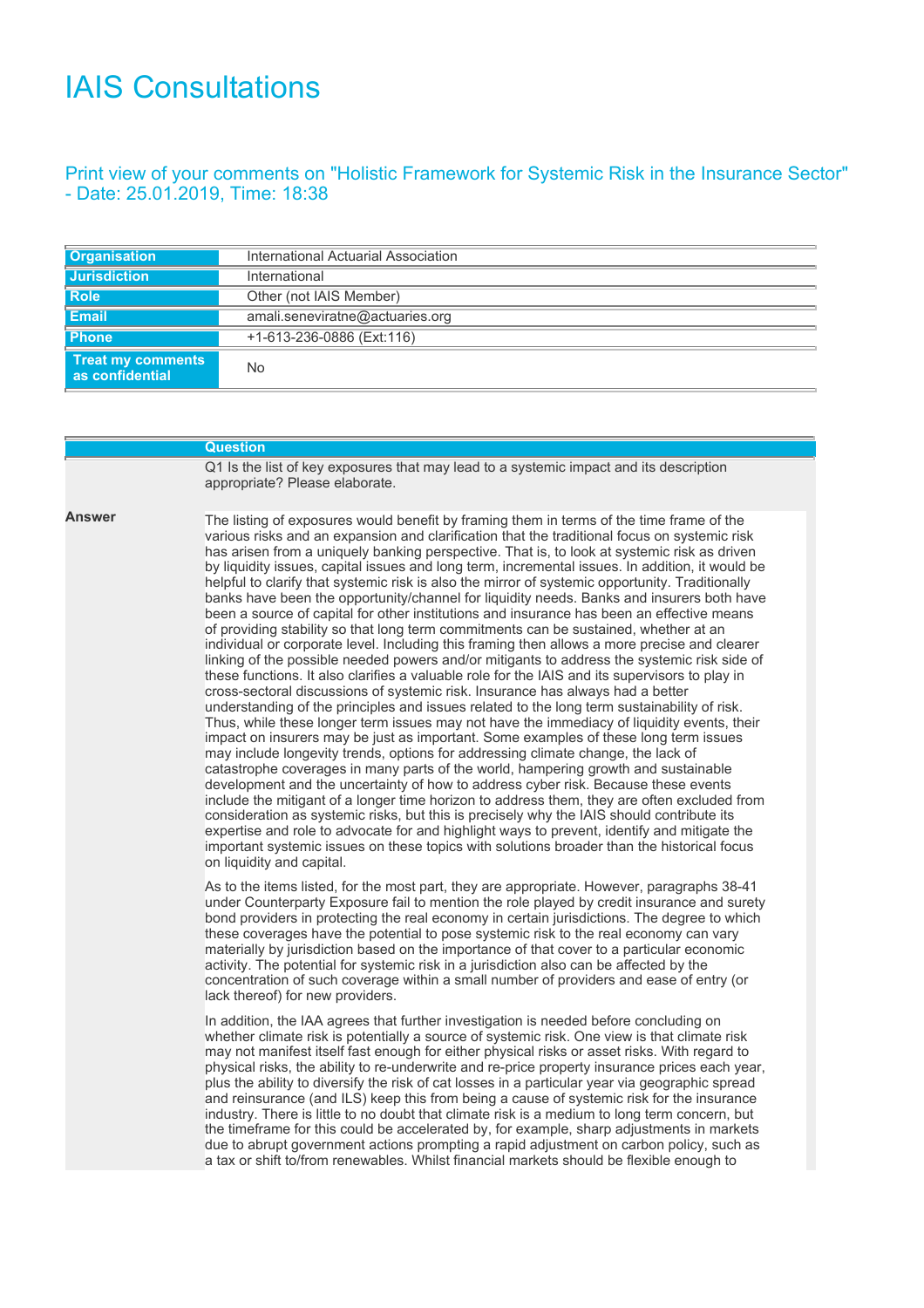# IAIS Consultations

## Print view of your comments on "Holistic Framework for Systemic Risk in the Insurance Sector" - Date: 25.01.2019, Time: 18:38

| | |
|---|---|
| **Organisation** | International Actuarial Association |
| **Jurisdiction** | International |
| **Role** | Other (not IAIS Member) |
| **Email** | amali.seneviratne@actuaries.org |
| **Phone** | +1-613-236-0886 (Ext:116) |
| **Treat my comments as confidential** | No |

| | **Question** |
|---|---|
| | Q1 Is the list of key exposures that may lead to a systemic impact and its description appropriate? Please elaborate. |

**Answer**

The listing of exposures would benefit by framing them in terms of the time frame of the various risks and an expansion and clarification that the traditional focus on systemic risk has arisen from a uniquely banking perspective. That is, to look at systemic risk as driven by liquidity issues, capital issues and long term, incremental issues. In addition, it would be helpful to clarify that systemic risk is also the mirror of systemic opportunity. Traditionally banks have been the opportunity/channel for liquidity needs. Banks and insurers both have been a source of capital for other institutions and insurance has been an effective means of providing stability so that long term commitments can be sustained, whether at an individual or corporate level. Including this framing then allows a more precise and clearer linking of the possible needed powers and/or mitigants to address the systemic risk side of these functions. It also clarifies a valuable role for the IAIS and its supervisors to play in cross-sectoral discussions of systemic risk. Insurance has always had a better understanding of the principles and issues related to the long term sustainability of risk. Thus, while these longer term issues may not have the immediacy of liquidity events, their impact on insurers may be just as important. Some examples of these long term issues may include longevity trends, options for addressing climate change, the lack of catastrophe coverages in many parts of the world, hampering growth and sustainable development and the uncertainty of how to address cyber risk. Because these events include the mitigant of a longer time horizon to address them, they are often excluded from consideration as systemic risks, but this is precisely why the IAIS should contribute its expertise and role to advocate for and highlight ways to prevent, identify and mitigate the important systemic issues on these topics with solutions broader than the historical focus on liquidity and capital.

As to the items listed, for the most part, they are appropriate. However, paragraphs 38-41 under Counterparty Exposure fail to mention the role played by credit insurance and surety bond providers in protecting the real economy in certain jurisdictions. The degree to which these coverages have the potential to pose systemic risk to the real economy can vary materially by jurisdiction based on the importance of that cover to a particular economic activity. The potential for systemic risk in a jurisdiction also can be affected by the concentration of such coverage within a small number of providers and ease of entry (or lack thereof) for new providers.

In addition, the IAA agrees that further investigation is needed before concluding on whether climate risk is potentially a source of systemic risk. One view is that climate risk may not manifest itself fast enough for either physical risks or asset risks. With regard to physical risks, the ability to re-underwrite and re-price property insurance prices each year, plus the ability to diversify the risk of cat losses in a particular year via geographic spread and reinsurance (and ILS) keep this from being a cause of systemic risk for the insurance industry. There is little to no doubt that climate risk is a medium to long term concern, but the timeframe for this could be accelerated by, for example, sharp adjustments in markets due to abrupt government actions prompting a rapid adjustment on carbon policy, such as a tax or shift to/from renewables. Whilst financial markets should be flexible enough to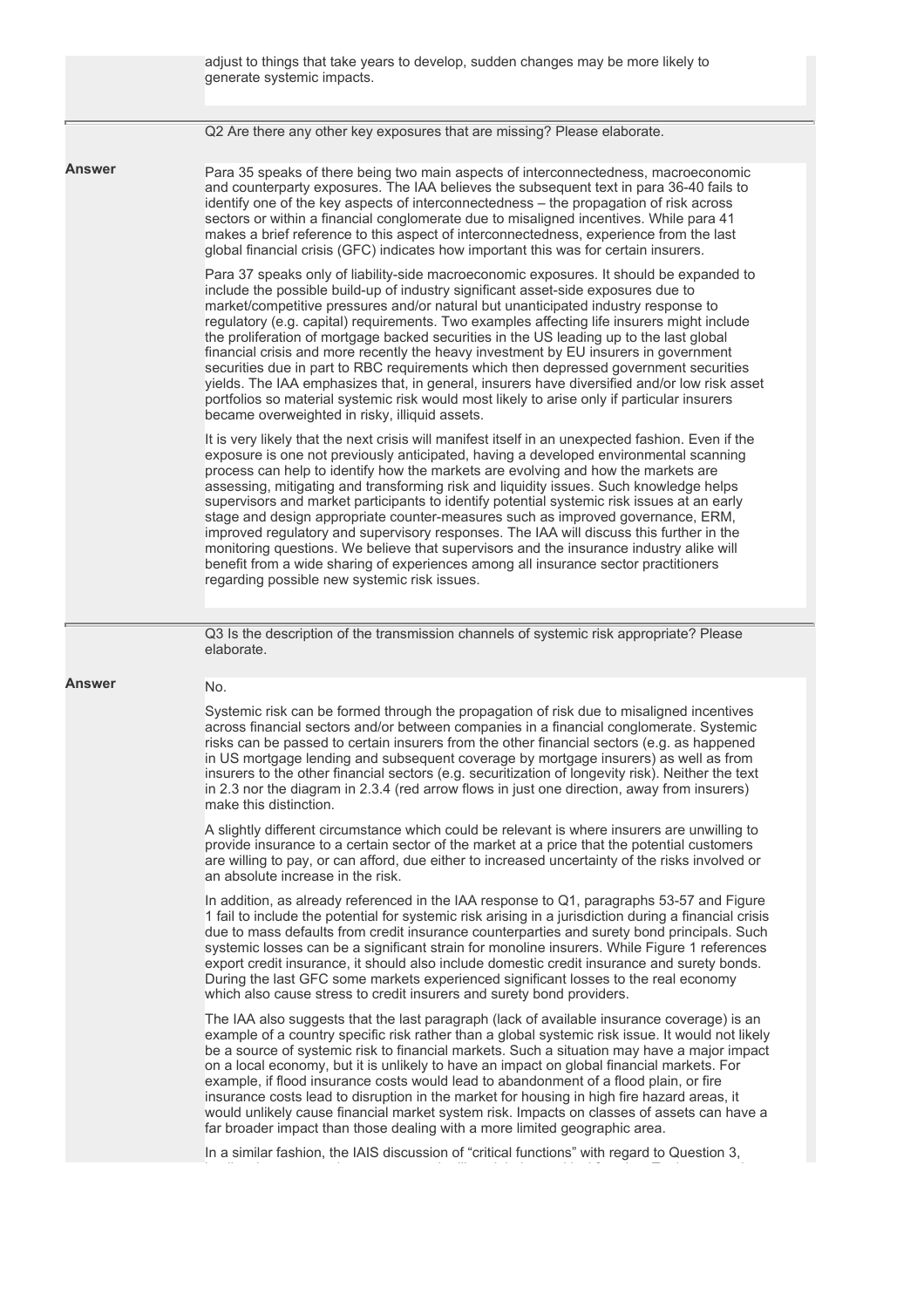adjust to things that take years to develop, sudden changes may be more likely to generate systemic impacts.

Q2 Are there any other key exposures that are missing? Please elaborate.

**Answer**

Para 35 speaks of there being two main aspects of interconnectedness, macroeconomic and counterparty exposures. The IAA believes the subsequent text in para 36-40 fails to identify one of the key aspects of interconnectedness – the propagation of risk across sectors or within a financial conglomerate due to misaligned incentives. While para 41 makes a brief reference to this aspect of interconnectedness, experience from the last global financial crisis (GFC) indicates how important this was for certain insurers.

Para 37 speaks only of liability-side macroeconomic exposures. It should be expanded to include the possible build-up of industry significant asset-side exposures due to market/competitive pressures and/or natural but unanticipated industry response to regulatory (e.g. capital) requirements. Two examples affecting life insurers might include the proliferation of mortgage backed securities in the US leading up to the last global financial crisis and more recently the heavy investment by EU insurers in government securities due in part to RBC requirements which then depressed government securities yields. The IAA emphasizes that, in general, insurers have diversified and/or low risk asset portfolios so material systemic risk would most likely to arise only if particular insurers became overweighted in risky, illiquid assets.

It is very likely that the next crisis will manifest itself in an unexpected fashion. Even if the exposure is one not previously anticipated, having a developed environmental scanning process can help to identify how the markets are evolving and how the markets are assessing, mitigating and transforming risk and liquidity issues. Such knowledge helps supervisors and market participants to identify potential systemic risk issues at an early stage and design appropriate counter-measures such as improved governance, ERM, improved regulatory and supervisory responses. The IAA will discuss this further in the monitoring questions. We believe that supervisors and the insurance industry alike will benefit from a wide sharing of experiences among all insurance sector practitioners regarding possible new systemic risk issues.

Q3 Is the description of the transmission channels of systemic risk appropriate? Please elaborate.

**Answer**

No.

Systemic risk can be formed through the propagation of risk due to misaligned incentives across financial sectors and/or between companies in a financial conglomerate. Systemic risks can be passed to certain insurers from the other financial sectors (e.g. as happened in US mortgage lending and subsequent coverage by mortgage insurers) as well as from insurers to the other financial sectors (e.g. securitization of longevity risk). Neither the text in 2.3 nor the diagram in 2.3.4 (red arrow flows in just one direction, away from insurers) make this distinction.

A slightly different circumstance which could be relevant is where insurers are unwilling to provide insurance to a certain sector of the market at a price that the potential customers are willing to pay, or can afford, due either to increased uncertainty of the risks involved or an absolute increase in the risk.

In addition, as already referenced in the IAA response to Q1, paragraphs 53-57 and Figure 1 fail to include the potential for systemic risk arising in a jurisdiction during a financial crisis due to mass defaults from credit insurance counterparties and surety bond principals. Such systemic losses can be a significant strain for monoline insurers. While Figure 1 references export credit insurance, it should also include domestic credit insurance and surety bonds. During the last GFC some markets experienced significant losses to the real economy which also cause stress to credit insurers and surety bond providers.

The IAA also suggests that the last paragraph (lack of available insurance coverage) is an example of a country specific risk rather than a global systemic risk issue. It would not likely be a source of systemic risk to financial markets. Such a situation may have a major impact on a local economy, but it is unlikely to have an impact on global financial markets. For example, if flood insurance costs would lead to abandonment of a flood plain, or fire insurance costs lead to disruption in the market for housing in high fire hazard areas, it would unlikely cause financial market system risk. Impacts on classes of assets can have a far broader impact than those dealing with a more limited geographic area.

In a similar fashion, the IAIS discussion of "critical functions" with regard to Question 3,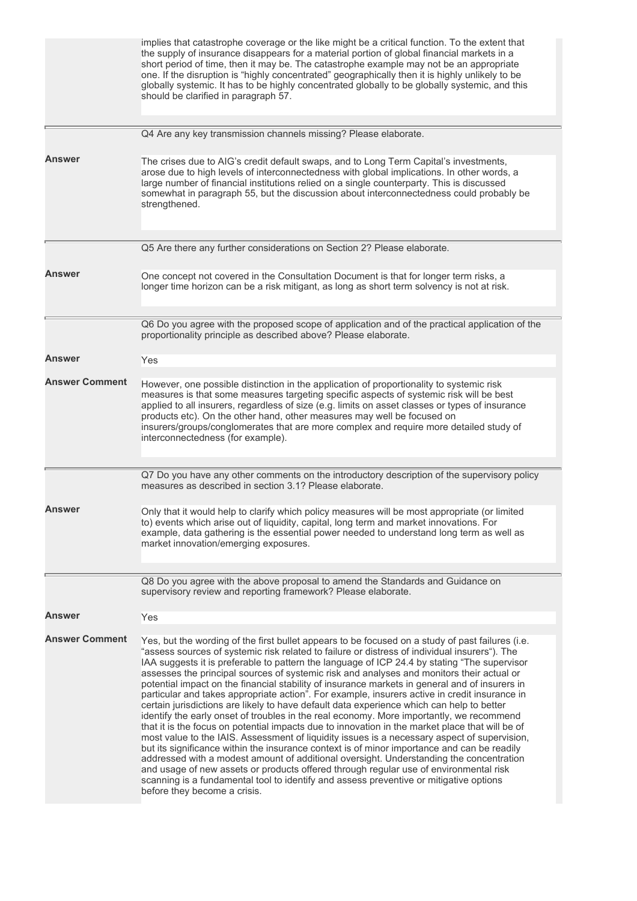implies that catastrophe coverage or the like might be a critical function. To the extent that the supply of insurance disappears for a material portion of global financial markets in a short period of time, then it may be. The catastrophe example may not be an appropriate one. If the disruption is "highly concentrated" geographically then it is highly unlikely to be globally systemic. It has to be highly concentrated globally to be globally systemic, and this should be clarified in paragraph 57.

---

Q4 Are any key transmission channels missing? Please elaborate.

**Answer**

The crises due to AIG's credit default swaps, and to Long Term Capital's investments, arose due to high levels of interconnectedness with global implications. In other words, a large number of financial institutions relied on a single counterparty. This is discussed somewhat in paragraph 55, but the discussion about interconnectedness could probably be strengthened.

---

Q5 Are there any further considerations on Section 2? Please elaborate.

**Answer**

One concept not covered in the Consultation Document is that for longer term risks, a longer time horizon can be a risk mitigant, as long as short term solvency is not at risk.

---

Q6 Do you agree with the proposed scope of application and of the practical application of the proportionality principle as described above? Please elaborate.

**Answer**

Yes

**Answer Comment**

However, one possible distinction in the application of proportionality to systemic risk measures is that some measures targeting specific aspects of systemic risk will be best applied to all insurers, regardless of size (e.g. limits on asset classes or types of insurance products etc). On the other hand, other measures may well be focused on insurers/groups/conglomerates that are more complex and require more detailed study of interconnectedness (for example).

---

Q7 Do you have any other comments on the introductory description of the supervisory policy measures as described in section 3.1? Please elaborate.

**Answer**

Only that it would help to clarify which policy measures will be most appropriate (or limited to) events which arise out of liquidity, capital, long term and market innovations. For example, data gathering is the essential power needed to understand long term as well as market innovation/emerging exposures.

---

Q8 Do you agree with the above proposal to amend the Standards and Guidance on supervisory review and reporting framework? Please elaborate.

**Answer**

Yes

**Answer Comment**

Yes, but the wording of the first bullet appears to be focused on a study of past failures (i.e. "assess sources of systemic risk related to failure or distress of individual insurers"). The IAA suggests it is preferable to pattern the language of ICP 24.4 by stating "The supervisor assesses the principal sources of systemic risk and analyses and monitors their actual or potential impact on the financial stability of insurance markets in general and of insurers in particular and takes appropriate action". For example, insurers active in credit insurance in certain jurisdictions are likely to have default data experience which can help to better identify the early onset of troubles in the real economy. More importantly, we recommend that it is the focus on potential impacts due to innovation in the market place that will be of most value to the IAIS. Assessment of liquidity issues is a necessary aspect of supervision, but its significance within the insurance context is of minor importance and can be readily addressed with a modest amount of additional oversight. Understanding the concentration and usage of new assets or products offered through regular use of environmental risk scanning is a fundamental tool to identify and assess preventive or mitigative options before they become a crisis.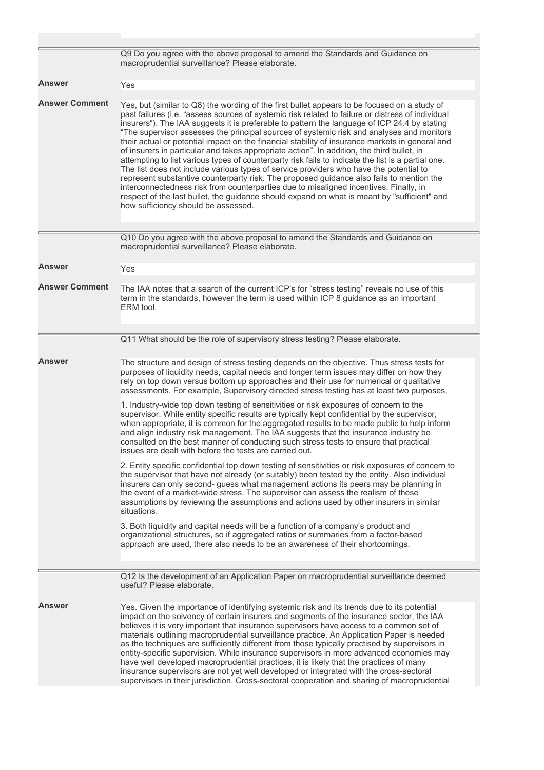Q9 Do you agree with the above proposal to amend the Standards and Guidance on macroprudential surveillance? Please elaborate.

**Answer**

Yes

**Answer Comment**

Yes, but (similar to Q8) the wording of the first bullet appears to be focused on a study of past failures (i.e. "assess sources of systemic risk related to failure or distress of individual insurers"). The IAA suggests it is preferable to pattern the language of ICP 24.4 by stating "The supervisor assesses the principal sources of systemic risk and analyses and monitors their actual or potential impact on the financial stability of insurance markets in general and of insurers in particular and takes appropriate action". In addition, the third bullet, in attempting to list various types of counterparty risk fails to indicate the list is a partial one. The list does not include various types of service providers who have the potential to represent substantive counterparty risk. The proposed guidance also fails to mention the interconnectedness risk from counterparties due to misaligned incentives. Finally, in respect of the last bullet, the guidance should expand on what is meant by "sufficient" and how sufficiency should be assessed.

---

Q10 Do you agree with the above proposal to amend the Standards and Guidance on macroprudential surveillance? Please elaborate.

**Answer**

Yes

**Answer Comment**

The IAA notes that a search of the current ICP's for "stress testing" reveals no use of this term in the standards, however the term is used within ICP 8 guidance as an important ERM tool.

---

Q11 What should be the role of supervisory stress testing? Please elaborate.

**Answer**

The structure and design of stress testing depends on the objective. Thus stress tests for purposes of liquidity needs, capital needs and longer term issues may differ on how they rely on top down versus bottom up approaches and their use for numerical or qualitative assessments. For example, Supervisory directed stress testing has at least two purposes,

1. Industry-wide top down testing of sensitivities or risk exposures of concern to the supervisor. While entity specific results are typically kept confidential by the supervisor, when appropriate, it is common for the aggregated results to be made public to help inform and align industry risk management. The IAA suggests that the insurance industry be consulted on the best manner of conducting such stress tests to ensure that practical issues are dealt with before the tests are carried out.

2. Entity specific confidential top down testing of sensitivities or risk exposures of concern to the supervisor that have not already (or suitably) been tested by the entity. Also individual insurers can only second- guess what management actions its peers may be planning in the event of a market-wide stress. The supervisor can assess the realism of these assumptions by reviewing the assumptions and actions used by other insurers in similar situations.

3. Both liquidity and capital needs will be a function of a company's product and organizational structures, so if aggregated ratios or summaries from a factor-based approach are used, there also needs to be an awareness of their shortcomings.

---

Q12 Is the development of an Application Paper on macroprudential surveillance deemed useful? Please elaborate.

**Answer**

Yes. Given the importance of identifying systemic risk and its trends due to its potential impact on the solvency of certain insurers and segments of the insurance sector, the IAA believes it is very important that insurance supervisors have access to a common set of materials outlining macroprudential surveillance practice. An Application Paper is needed as the techniques are sufficiently different from those typically practised by supervisors in entity-specific supervision. While insurance supervisors in more advanced economies may have well developed macroprudential practices, it is likely that the practices of many insurance supervisors are not yet well developed or integrated with the cross-sectoral supervisors in their jurisdiction. Cross-sectoral cooperation and sharing of macroprudential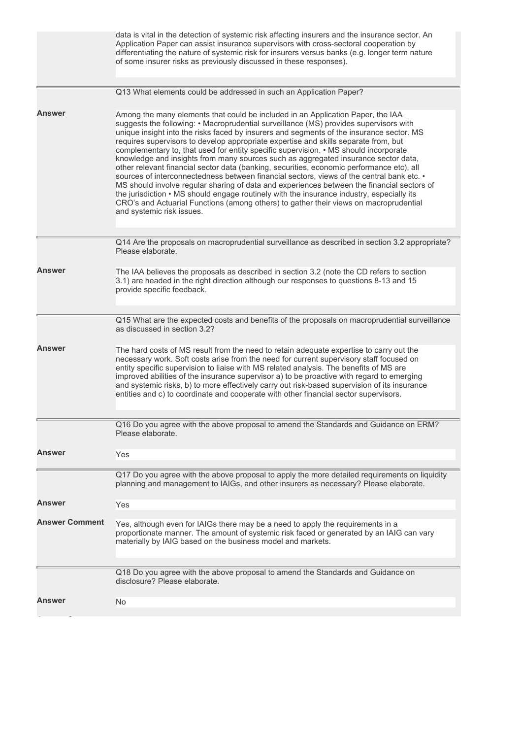data is vital in the detection of systemic risk affecting insurers and the insurance sector. An Application Paper can assist insurance supervisors with cross-sectoral cooperation by differentiating the nature of systemic risk for insurers versus banks (e.g. longer term nature of some insurer risks as previously discussed in these responses).

Q13 What elements could be addressed in such an Application Paper?

**Answer**

Among the many elements that could be included in an Application Paper, the IAA suggests the following: • Macroprudential surveillance (MS) provides supervisors with unique insight into the risks faced by insurers and segments of the insurance sector. MS requires supervisors to develop appropriate expertise and skills separate from, but complementary to, that used for entity specific supervision. • MS should incorporate knowledge and insights from many sources such as aggregated insurance sector data, other relevant financial sector data (banking, securities, economic performance etc), all sources of interconnectedness between financial sectors, views of the central bank etc. • MS should involve regular sharing of data and experiences between the financial sectors of the jurisdiction • MS should engage routinely with the insurance industry, especially its CRO's and Actuarial Functions (among others) to gather their views on macroprudential and systemic risk issues.

Q14 Are the proposals on macroprudential surveillance as described in section 3.2 appropriate? Please elaborate.

**Answer**

The IAA believes the proposals as described in section 3.2 (note the CD refers to section 3.1) are headed in the right direction although our responses to questions 8-13 and 15 provide specific feedback.

Q15 What are the expected costs and benefits of the proposals on macroprudential surveillance as discussed in section 3.2?

**Answer**

The hard costs of MS result from the need to retain adequate expertise to carry out the necessary work. Soft costs arise from the need for current supervisory staff focused on entity specific supervision to liaise with MS related analysis. The benefits of MS are improved abilities of the insurance supervisor a) to be proactive with regard to emerging and systemic risks, b) to more effectively carry out risk-based supervision of its insurance entities and c) to coordinate and cooperate with other financial sector supervisors.

Q16 Do you agree with the above proposal to amend the Standards and Guidance on ERM? Please elaborate.

**Answer**

Yes

Q17 Do you agree with the above proposal to apply the more detailed requirements on liquidity planning and management to IAIGs, and other insurers as necessary? Please elaborate.

**Answer**

Yes

**Answer Comment**

Yes, although even for IAIGs there may be a need to apply the requirements in a proportionate manner. The amount of systemic risk faced or generated by an IAIG can vary materially by IAIG based on the business model and markets.

Q18 Do you agree with the above proposal to amend the Standards and Guidance on disclosure? Please elaborate.

**Answer**

No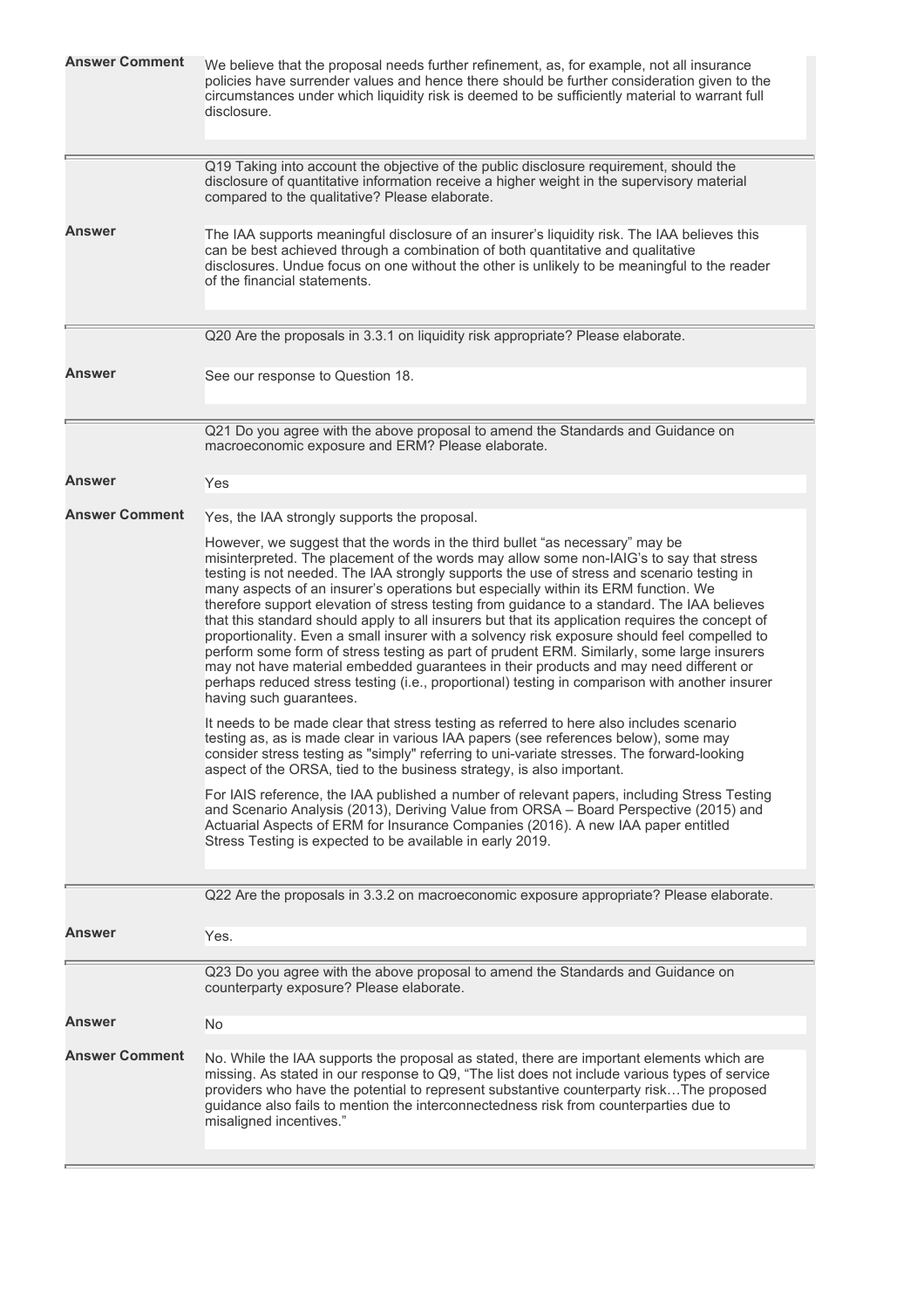**Answer Comment**

We believe that the proposal needs further refinement, as, for example, not all insurance policies have surrender values and hence there should be further consideration given to the circumstances under which liquidity risk is deemed to be sufficiently material to warrant full disclosure.

---

Q19 Taking into account the objective of the public disclosure requirement, should the disclosure of quantitative information receive a higher weight in the supervisory material compared to the qualitative? Please elaborate.

**Answer**

The IAA supports meaningful disclosure of an insurer's liquidity risk. The IAA believes this can be best achieved through a combination of both quantitative and qualitative disclosures. Undue focus on one without the other is unlikely to be meaningful to the reader of the financial statements.

---

Q20 Are the proposals in 3.3.1 on liquidity risk appropriate? Please elaborate.

**Answer**

See our response to Question 18.

---

Q21 Do you agree with the above proposal to amend the Standards and Guidance on macroeconomic exposure and ERM? Please elaborate.

**Answer**

Yes

**Answer Comment**

Yes, the IAA strongly supports the proposal.

However, we suggest that the words in the third bullet "as necessary" may be misinterpreted. The placement of the words may allow some non-IAIG's to say that stress testing is not needed. The IAA strongly supports the use of stress and scenario testing in many aspects of an insurer's operations but especially within its ERM function. We therefore support elevation of stress testing from guidance to a standard. The IAA believes that this standard should apply to all insurers but that its application requires the concept of proportionality. Even a small insurer with a solvency risk exposure should feel compelled to perform some form of stress testing as part of prudent ERM. Similarly, some large insurers may not have material embedded guarantees in their products and may need different or perhaps reduced stress testing (i.e., proportional) testing in comparison with another insurer having such guarantees.

It needs to be made clear that stress testing as referred to here also includes scenario testing as, as is made clear in various IAA papers (see references below), some may consider stress testing as "simply" referring to uni-variate stresses. The forward-looking aspect of the ORSA, tied to the business strategy, is also important.

For IAIS reference, the IAA published a number of relevant papers, including Stress Testing and Scenario Analysis (2013), Deriving Value from ORSA – Board Perspective (2015) and Actuarial Aspects of ERM for Insurance Companies (2016). A new IAA paper entitled Stress Testing is expected to be available in early 2019.

---

Q22 Are the proposals in 3.3.2 on macroeconomic exposure appropriate? Please elaborate.

**Answer**

Yes.

---

Q23 Do you agree with the above proposal to amend the Standards and Guidance on counterparty exposure? Please elaborate.

**Answer**

No

**Answer Comment**

No. While the IAA supports the proposal as stated, there are important elements which are missing. As stated in our response to Q9, "The list does not include various types of service providers who have the potential to represent substantive counterparty risk…The proposed guidance also fails to mention the interconnectedness risk from counterparties due to misaligned incentives."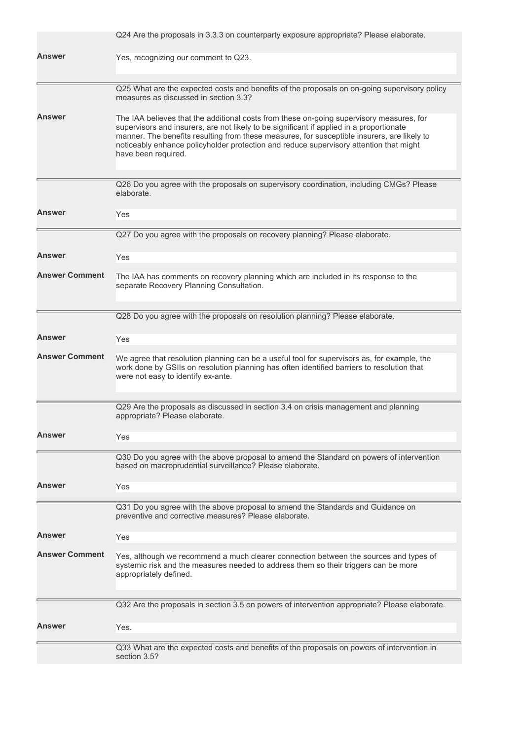Q24 Are the proposals in 3.3.3 on counterparty exposure appropriate? Please elaborate.

**Answer**

Yes, recognizing our comment to Q23.

---

Q25 What are the expected costs and benefits of the proposals on on-going supervisory policy measures as discussed in section 3.3?

**Answer**

The IAA believes that the additional costs from these on-going supervisory measures, for supervisors and insurers, are not likely to be significant if applied in a proportionate manner. The benefits resulting from these measures, for susceptible insurers, are likely to noticeably enhance policyholder protection and reduce supervisory attention that might have been required.

---

Q26 Do you agree with the proposals on supervisory coordination, including CMGs? Please elaborate.

**Answer**

Yes

---

Q27 Do you agree with the proposals on recovery planning? Please elaborate.

**Answer**

Yes

**Answer Comment**

The IAA has comments on recovery planning which are included in its response to the separate Recovery Planning Consultation.

---

Q28 Do you agree with the proposals on resolution planning? Please elaborate.

**Answer**

Yes

**Answer Comment**

We agree that resolution planning can be a useful tool for supervisors as, for example, the work done by GSIIs on resolution planning has often identified barriers to resolution that were not easy to identify ex-ante.

---

Q29 Are the proposals as discussed in section 3.4 on crisis management and planning appropriate? Please elaborate.

**Answer**

Yes

---

Q30 Do you agree with the above proposal to amend the Standard on powers of intervention based on macroprudential surveillance? Please elaborate.

**Answer**

Yes

---

Q31 Do you agree with the above proposal to amend the Standards and Guidance on preventive and corrective measures? Please elaborate.

**Answer**

Yes

**Answer Comment**

Yes, although we recommend a much clearer connection between the sources and types of systemic risk and the measures needed to address them so their triggers can be more appropriately defined.

---

Q32 Are the proposals in section 3.5 on powers of intervention appropriate? Please elaborate.

**Answer**

Yes.

---

Q33 What are the expected costs and benefits of the proposals on powers of intervention in section 3.5?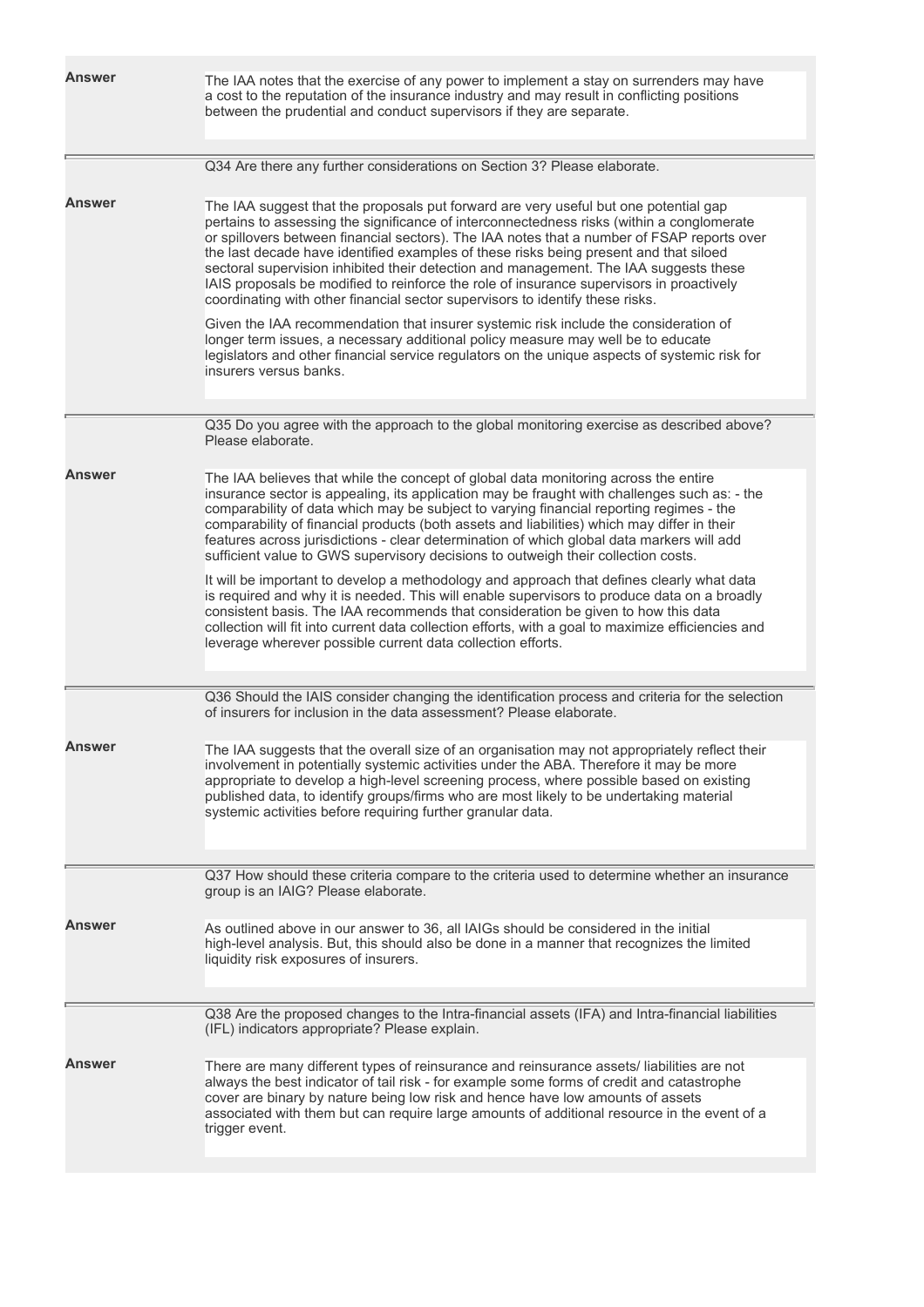**Answer**

The IAA notes that the exercise of any power to implement a stay on surrenders may have a cost to the reputation of the insurance industry and may result in conflicting positions between the prudential and conduct supervisors if they are separate.

Q34 Are there any further considerations on Section 3? Please elaborate.

**Answer**

The IAA suggest that the proposals put forward are very useful but one potential gap pertains to assessing the significance of interconnectedness risks (within a conglomerate or spillovers between financial sectors). The IAA notes that a number of FSAP reports over the last decade have identified examples of these risks being present and that siloed sectoral supervision inhibited their detection and management. The IAA suggests these IAIS proposals be modified to reinforce the role of insurance supervisors in proactively coordinating with other financial sector supervisors to identify these risks.

Given the IAA recommendation that insurer systemic risk include the consideration of longer term issues, a necessary additional policy measure may well be to educate legislators and other financial service regulators on the unique aspects of systemic risk for insurers versus banks.

Q35 Do you agree with the approach to the global monitoring exercise as described above? Please elaborate.

**Answer**

The IAA believes that while the concept of global data monitoring across the entire insurance sector is appealing, its application may be fraught with challenges such as: - the comparability of data which may be subject to varying financial reporting regimes - the comparability of financial products (both assets and liabilities) which may differ in their features across jurisdictions - clear determination of which global data markers will add sufficient value to GWS supervisory decisions to outweigh their collection costs.

It will be important to develop a methodology and approach that defines clearly what data is required and why it is needed. This will enable supervisors to produce data on a broadly consistent basis. The IAA recommends that consideration be given to how this data collection will fit into current data collection efforts, with a goal to maximize efficiencies and leverage wherever possible current data collection efforts.

Q36 Should the IAIS consider changing the identification process and criteria for the selection of insurers for inclusion in the data assessment? Please elaborate.

**Answer**

The IAA suggests that the overall size of an organisation may not appropriately reflect their involvement in potentially systemic activities under the ABA. Therefore it may be more appropriate to develop a high-level screening process, where possible based on existing published data, to identify groups/firms who are most likely to be undertaking material systemic activities before requiring further granular data.

Q37 How should these criteria compare to the criteria used to determine whether an insurance group is an IAIG? Please elaborate.

**Answer**

As outlined above in our answer to 36, all IAIGs should be considered in the initial high-level analysis. But, this should also be done in a manner that recognizes the limited liquidity risk exposures of insurers.

Q38 Are the proposed changes to the Intra-financial assets (IFA) and Intra-financial liabilities (IFL) indicators appropriate? Please explain.

**Answer**

There are many different types of reinsurance and reinsurance assets/ liabilities are not always the best indicator of tail risk - for example some forms of credit and catastrophe cover are binary by nature being low risk and hence have low amounts of assets associated with them but can require large amounts of additional resource in the event of a trigger event.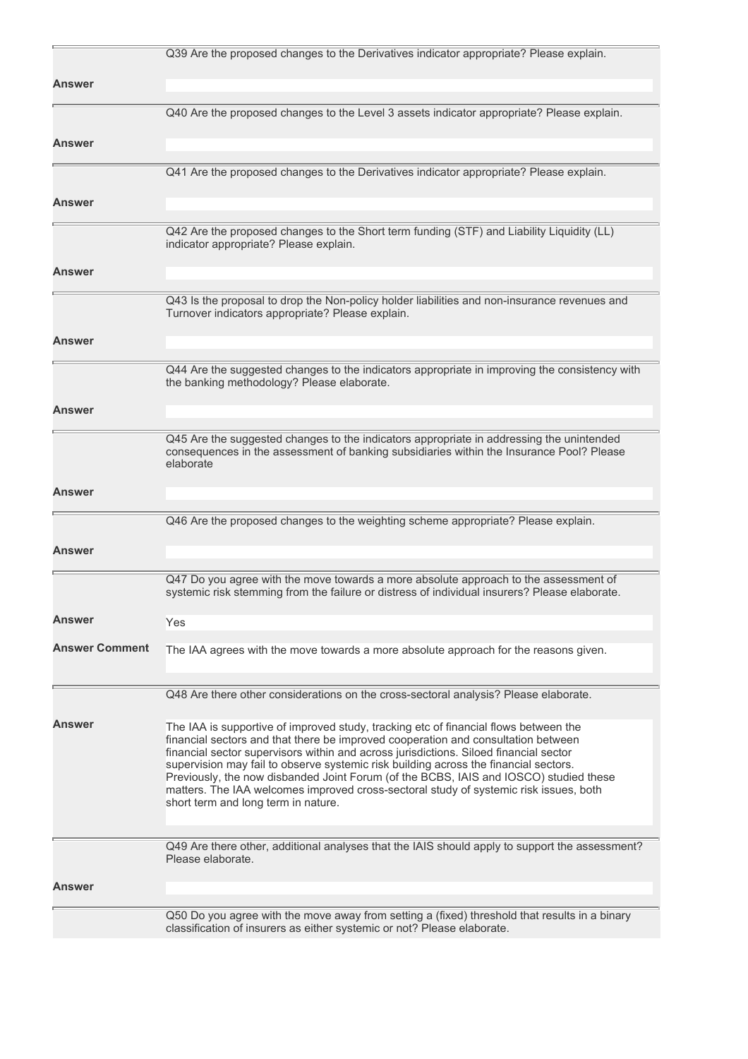Q39 Are the proposed changes to the Derivatives indicator appropriate? Please explain.

**Answer**

Q40 Are the proposed changes to the Level 3 assets indicator appropriate? Please explain.

**Answer**

Q41 Are the proposed changes to the Derivatives indicator appropriate? Please explain.

**Answer**

Q42 Are the proposed changes to the Short term funding (STF) and Liability Liquidity (LL) indicator appropriate? Please explain.

**Answer**

Q43 Is the proposal to drop the Non-policy holder liabilities and non-insurance revenues and Turnover indicators appropriate? Please explain.

**Answer**

Q44 Are the suggested changes to the indicators appropriate in improving the consistency with the banking methodology? Please elaborate.

**Answer**

Q45 Are the suggested changes to the indicators appropriate in addressing the unintended consequences in the assessment of banking subsidiaries within the Insurance Pool? Please elaborate

**Answer**

Q46 Are the proposed changes to the weighting scheme appropriate? Please explain.

**Answer**

Q47 Do you agree with the move towards a more absolute approach to the assessment of systemic risk stemming from the failure or distress of individual insurers? Please elaborate.

**Answer** Yes

**Answer Comment** The IAA agrees with the move towards a more absolute approach for the reasons given.

Q48 Are there other considerations on the cross-sectoral analysis? Please elaborate.

**Answer** The IAA is supportive of improved study, tracking etc of financial flows between the financial sectors and that there be improved cooperation and consultation between financial sector supervisors within and across jurisdictions. Siloed financial sector supervision may fail to observe systemic risk building across the financial sectors. Previously, the now disbanded Joint Forum (of the BCBS, IAIS and IOSCO) studied these matters. The IAA welcomes improved cross-sectoral study of systemic risk issues, both short term and long term in nature.

Q49 Are there other, additional analyses that the IAIS should apply to support the assessment? Please elaborate.

**Answer**

Q50 Do you agree with the move away from setting a (fixed) threshold that results in a binary classification of insurers as either systemic or not? Please elaborate.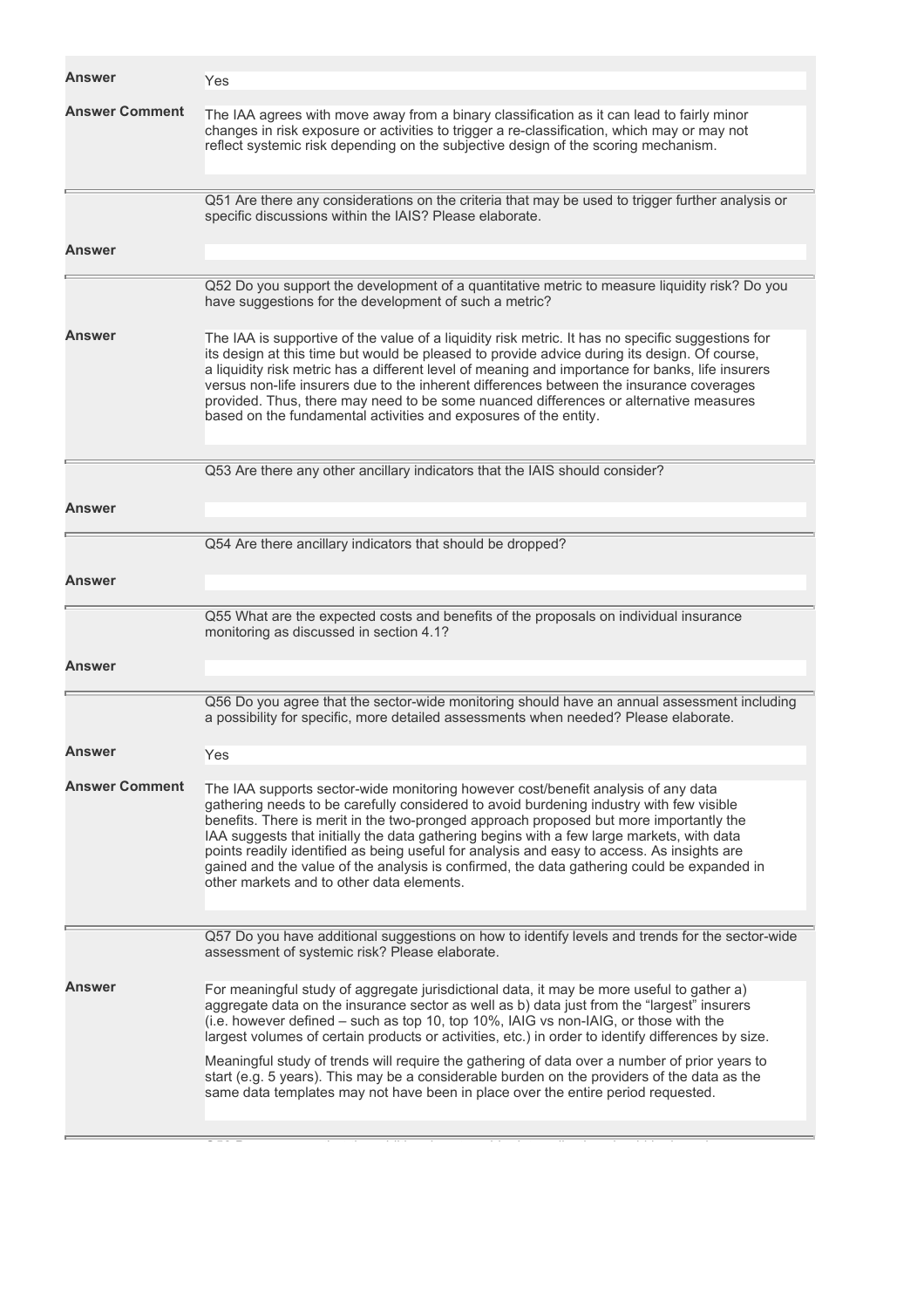**Answer** Yes

**Answer Comment** The IAA agrees with move away from a binary classification as it can lead to fairly minor changes in risk exposure or activities to trigger a re-classification, which may or may not reflect systemic risk depending on the subjective design of the scoring mechanism.

---

Q51 Are there any considerations on the criteria that may be used to trigger further analysis or specific discussions within the IAIS? Please elaborate.

**Answer**

---

Q52 Do you support the development of a quantitative metric to measure liquidity risk? Do you have suggestions for the development of such a metric?

**Answer** The IAA is supportive of the value of a liquidity risk metric. It has no specific suggestions for its design at this time but would be pleased to provide advice during its design. Of course, a liquidity risk metric has a different level of meaning and importance for banks, life insurers versus non-life insurers due to the inherent differences between the insurance coverages provided. Thus, there may need to be some nuanced differences or alternative measures based on the fundamental activities and exposures of the entity.

---

Q53 Are there any other ancillary indicators that the IAIS should consider?

**Answer**

---

Q54 Are there ancillary indicators that should be dropped?

**Answer**

---

Q55 What are the expected costs and benefits of the proposals on individual insurance monitoring as discussed in section 4.1?

**Answer**

---

Q56 Do you agree that the sector-wide monitoring should have an annual assessment including a possibility for specific, more detailed assessments when needed? Please elaborate.

**Answer** Yes

**Answer Comment** The IAA supports sector-wide monitoring however cost/benefit analysis of any data gathering needs to be carefully considered to avoid burdening industry with few visible benefits. There is merit in the two-pronged approach proposed but more importantly the IAA suggests that initially the data gathering begins with a few large markets, with data points readily identified as being useful for analysis and easy to access. As insights are gained and the value of the analysis is confirmed, the data gathering could be expanded in other markets and to other data elements.

---

Q57 Do you have additional suggestions on how to identify levels and trends for the sector-wide assessment of systemic risk? Please elaborate.

**Answer** For meaningful study of aggregate jurisdictional data, it may be more useful to gather a) aggregate data on the insurance sector as well as b) data just from the "largest" insurers (i.e. however defined – such as top 10, top 10%, IAIG vs non-IAIG, or those with the largest volumes of certain products or activities, etc.) in order to identify differences by size.

Meaningful study of trends will require the gathering of data over a number of prior years to start (e.g. 5 years). This may be a considerable burden on the providers of the data as the same data templates may not have been in place over the entire period requested.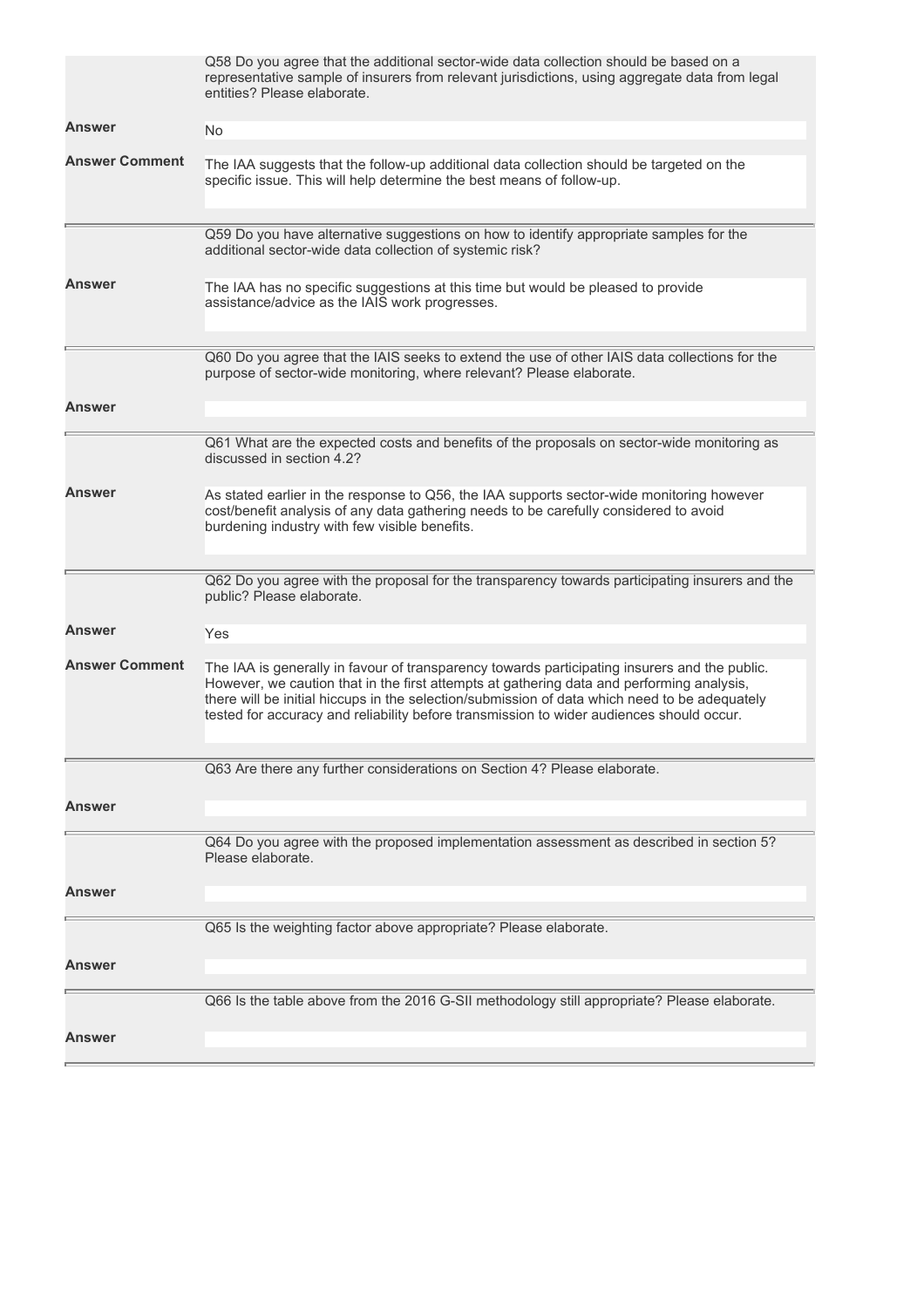Q58 Do you agree that the additional sector-wide data collection should be based on a representative sample of insurers from relevant jurisdictions, using aggregate data from legal entities? Please elaborate.

**Answer**

No

**Answer Comment**

The IAA suggests that the follow-up additional data collection should be targeted on the specific issue. This will help determine the best means of follow-up.

---

Q59 Do you have alternative suggestions on how to identify appropriate samples for the additional sector-wide data collection of systemic risk?

**Answer**

The IAA has no specific suggestions at this time but would be pleased to provide assistance/advice as the IAIS work progresses.

---

Q60 Do you agree that the IAIS seeks to extend the use of other IAIS data collections for the purpose of sector-wide monitoring, where relevant? Please elaborate.

**Answer**

---

Q61 What are the expected costs and benefits of the proposals on sector-wide monitoring as discussed in section 4.2?

**Answer**

As stated earlier in the response to Q56, the IAA supports sector-wide monitoring however cost/benefit analysis of any data gathering needs to be carefully considered to avoid burdening industry with few visible benefits.

---

Q62 Do you agree with the proposal for the transparency towards participating insurers and the public? Please elaborate.

**Answer**

Yes

**Answer Comment**

The IAA is generally in favour of transparency towards participating insurers and the public. However, we caution that in the first attempts at gathering data and performing analysis, there will be initial hiccups in the selection/submission of data which need to be adequately tested for accuracy and reliability before transmission to wider audiences should occur.

---

Q63 Are there any further considerations on Section 4? Please elaborate.

**Answer**

---

Q64 Do you agree with the proposed implementation assessment as described in section 5? Please elaborate.

**Answer**

---

Q65 Is the weighting factor above appropriate? Please elaborate.

**Answer**

---

Q66 Is the table above from the 2016 G-SII methodology still appropriate? Please elaborate.

**Answer**